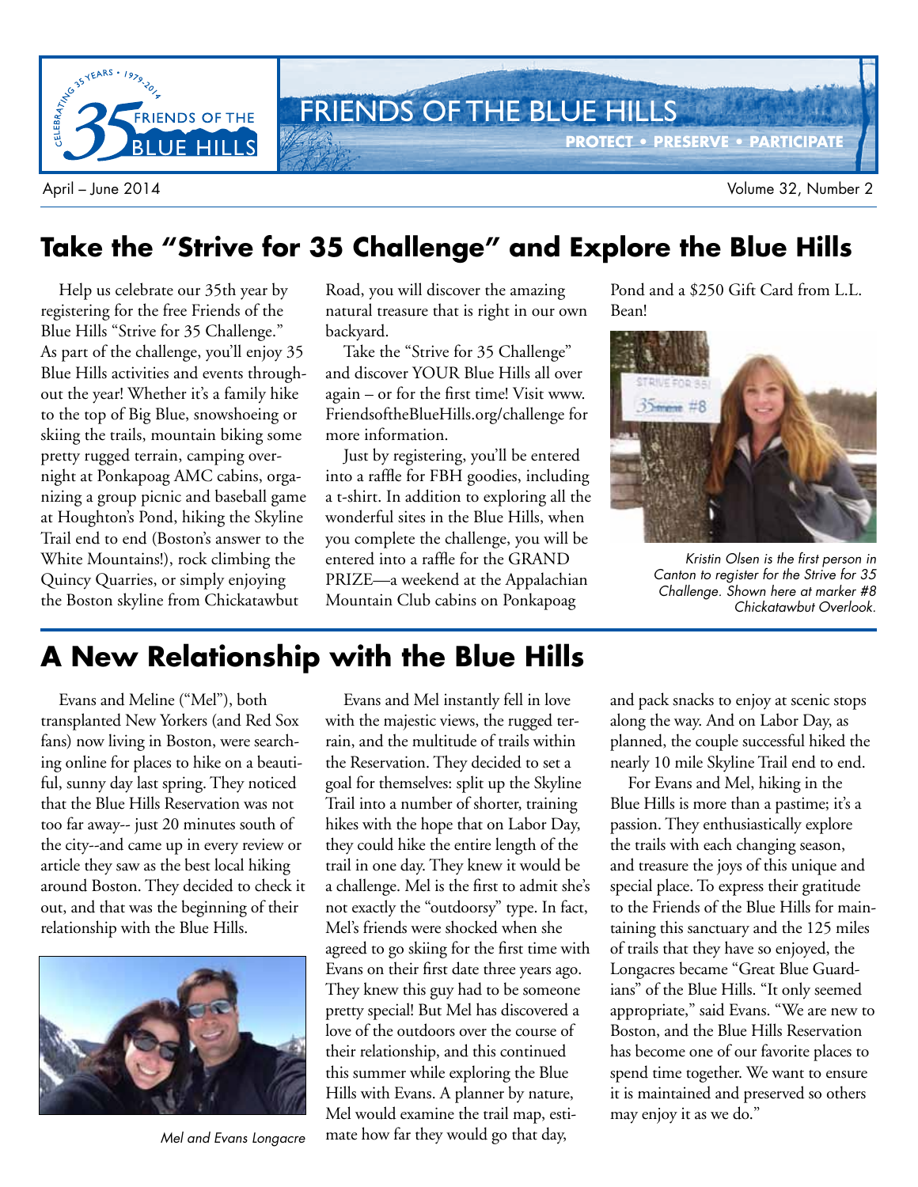# FRIENDS OF THE BLUE HILLS

**PROTECT • PRESERVE • PARTICIPATE**

April – June 2014 Volume 32, Number 2

## Take the "Strive for 35 Challenge" and Explore the Blue Hills

Help us celebrate our 35th year by registering for the free Friends of the Blue Hills "Strive for 35 Challenge." As part of the challenge, you'll enjoy 35 Blue Hills activities and events throughout the year! Whether it's a family hike to the top of Big Blue, snowshoeing or skiing the trails, mountain biking some pretty rugged terrain, camping overnight at Ponkapoag AMC cabins, organizing a group picnic and baseball game at Houghton's Pond, hiking the Skyline Trail end to end (Boston's answer to the White Mountains!), rock climbing the Quincy Quarries, or simply enjoying the Boston skyline from Chickatawbut Road, you will discover the amazing natural treasure that is right in our own backyard.

Take the "Strive for 35 Challenge" and discover YOUR Blue Hills all over again – or for the first time! Visit www.FriendsoftheBlueHills.org/challenge for more information.

Just by registering, you'll be entered into a raffle for FBH goodies, including a t-shirt. In addition to exploring all the wonderful sites in the Blue Hills, when you complete the challenge, you will be entered into a raffle for the GRAND PRIZE—a weekend at the Appalachian Mountain Club cabins on Ponkapoag Pond and a $250 Gift Card from L.L. Bean!

*Kristin Olsen is the first person in Canton to register for the Strive for 35 Challenge. Shown here at marker #8 Chickatawbut Overlook.*

## A New Relationship with the Blue Hills

Evans and Meline ("Mel"), both transplanted New Yorkers (and Red Sox fans) now living in Boston, were searching online for places to hike on a beautiful, sunny day last spring. They noticed that the Blue Hills Reservation was not too far away-- just 20 minutes south of the city--and came up in every review or article they saw as the best local hiking around Boston. They decided to check it out, and that was the beginning of their relationship with the Blue Hills.

*Mel and Evans Longacre*

Evans and Mel instantly fell in love with the majestic views, the rugged terrain, and the multitude of trails within the Reservation. They decided to set a goal for themselves: split up the Skyline Trail into a number of shorter, training hikes with the hope that on Labor Day, they could hike the entire length of the trail in one day. They knew it would be a challenge. Mel is the first to admit she's not exactly the "outdoorsy" type. In fact, Mel's friends were shocked when she agreed to go skiing for the first time with Evans on their first date three years ago. They knew this guy had to be someone pretty special! But Mel has discovered a love of the outdoors over the course of their relationship, and this continued this summer while exploring the Blue Hills with Evans. A planner by nature, Mel would examine the trail map, estimate how far they would go that day, and pack snacks to enjoy at scenic stops along the way. And on Labor Day, as planned, the couple successful hiked the nearly 10 mile Skyline Trail end to end.

For Evans and Mel, hiking in the Blue Hills is more than a pastime; it's a passion. They enthusiastically explore the trails with each changing season, and treasure the joys of this unique and special place. To express their gratitude to the Friends of the Blue Hills for maintaining this sanctuary and the 125 miles of trails that they have so enjoyed, the Longacres became "Great Blue Guardians" of the Blue Hills. "It only seemed appropriate," said Evans. "We are new to Boston, and the Blue Hills Reservation has become one of our favorite places to spend time together. We want to ensure it is maintained and preserved so others may enjoy it as we do."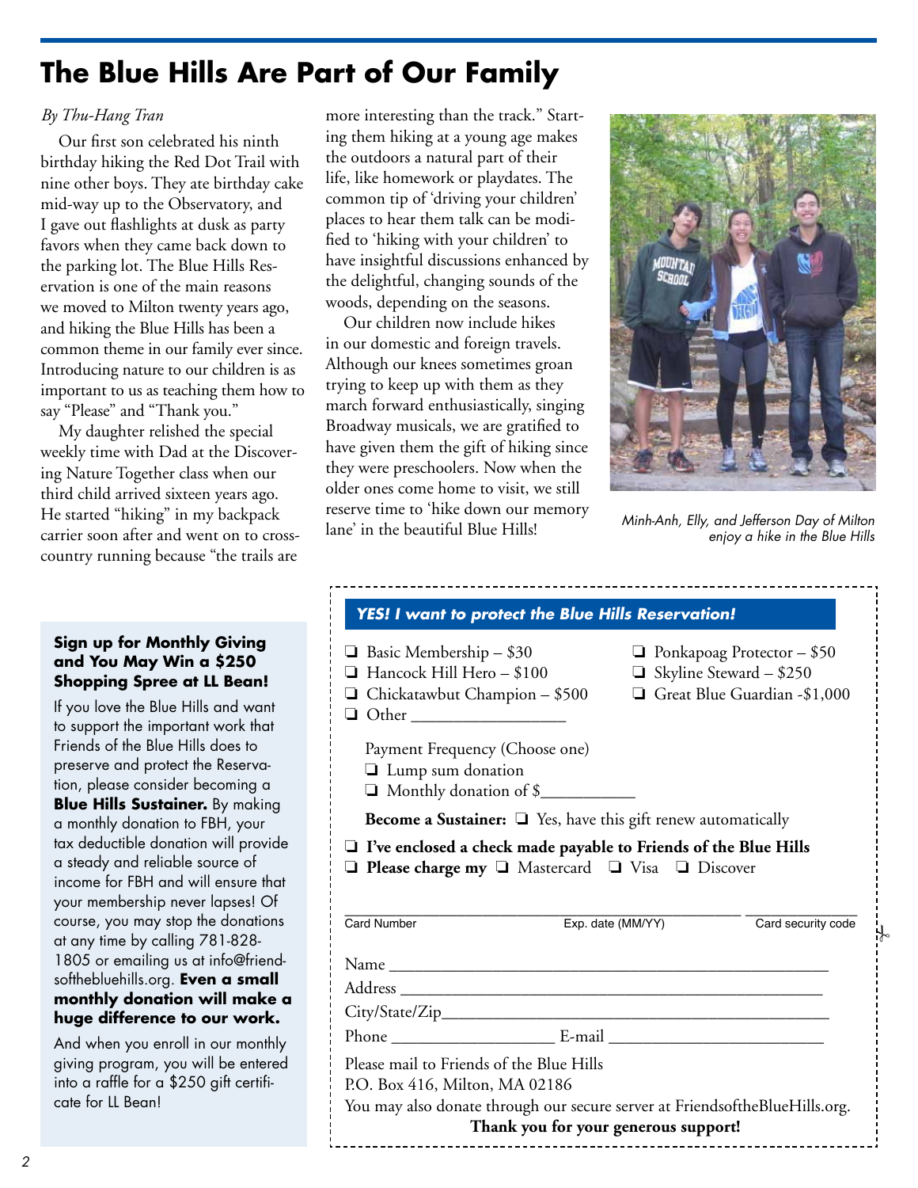# The Blue Hills Are Part of Our Family

*By Thu-Hang Tran*

Our first son celebrated his ninth birthday hiking the Red Dot Trail with nine other boys. They ate birthday cake mid-way up to the Observatory, and I gave out flashlights at dusk as party favors when they came back down to the parking lot. The Blue Hills Reservation is one of the main reasons we moved to Milton twenty years ago, and hiking the Blue Hills has been a common theme in our family ever since. Introducing nature to our children is as important to us as teaching them how to say "Please" and "Thank you."

My daughter relished the special weekly time with Dad at the Discovering Nature Together class when our third child arrived sixteen years ago. He started "hiking" in my backpack carrier soon after and went on to cross-country running because "the trails are more interesting than the track." Starting them hiking at a young age makes the outdoors a natural part of their life, like homework or playdates. The common tip of 'driving your children' places to hear them talk can be modified to 'hiking with your children' to have insightful discussions enhanced by the delightful, changing sounds of the woods, depending on the seasons.

Our children now include hikes in our domestic and foreign travels. Although our knees sometimes groan trying to keep up with them as they march forward enthusiastically, singing Broadway musicals, we are gratified to have given them the gift of hiking since they were preschoolers. Now when the older ones come home to visit, we still reserve time to 'hike down our memory lane' in the beautiful Blue Hills!

*Minh-Anh, Elly, and Jefferson Day of Milton enjoy a hike in the Blue Hills*

**Sign up for Monthly Giving and You May Win a $250 Shopping Spree at LL Bean!**

If you love the Blue Hills and want to support the important work that Friends of the Blue Hills does to preserve and protect the Reservation, please consider becoming a **Blue Hills Sustainer.** By making a monthly donation to FBH, your tax deductible donation will provide a steady and reliable source of income for FBH and will ensure that your membership never lapses! Of course, you may stop the donations at any time by calling 781-828-1805 or emailing us at info@friendsofthebluehills.org. **Even a small monthly donation will make a huge difference to our work.**

And when you enroll in our monthly giving program, you will be entered into a raffle for a $250 gift certificate for LL Bean!

***YES! I want to protect the Blue Hills Reservation!***

- ❑ Basic Membership – $30
- ❑ Ponkapoag Protector – $50
- ❑ Hancock Hill Hero – $100
- ❑ Skyline Steward – $250
- ❑ Chickatawbut Champion – $500
- ❑ Great Blue Guardian -$1,000
- ❑ Other __________________

Payment Frequency (Choose one)
- ❑ Lump sum donation
- ❑ Monthly donation of $___________

**Become a Sustainer:** ❑ Yes, have this gift renew automatically

❑ **I've enclosed a check made payable to Friends of the Blue Hills**

❑ **Please charge my** ❑ Mastercard ❑ Visa ❑ Discover

Card Number _______________ Exp. date (MM/YY) _______________ Card security code _______________

Name ______________________________________________

Address ____________________________________________

City/State/Zip_______________________________________

Phone ___________________ E-mail ________________________

Please mail to Friends of the Blue Hills
P.O. Box 416, Milton, MA 02186
You may also donate through our secure server at FriendsoftheBlueHills.org.

**Thank you for your generous support!**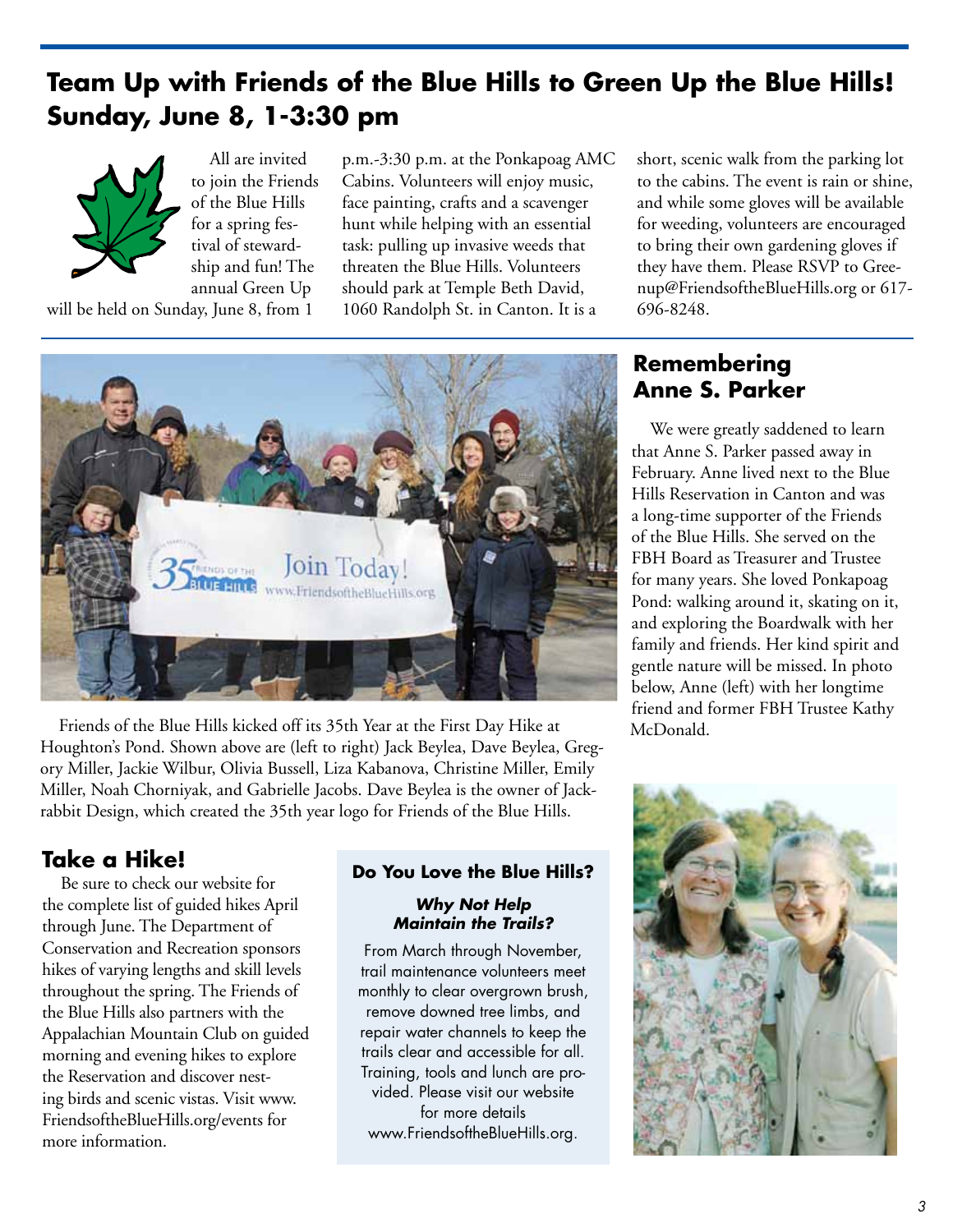## Team Up with Friends of the Blue Hills to Green Up the Blue Hills! Sunday, June 8, 1-3:30 pm

All are invited to join the Friends of the Blue Hills for a spring festival of stewardship and fun! The annual Green Up will be held on Sunday, June 8, from 1 p.m.-3:30 p.m. at the Ponkapoag AMC Cabins. Volunteers will enjoy music, face painting, crafts and a scavenger hunt while helping with an essential task: pulling up invasive weeds that threaten the Blue Hills. Volunteers should park at Temple Beth David, 1060 Randolph St. in Canton. It is a short, scenic walk from the parking lot to the cabins. The event is rain or shine, and while some gloves will be available for weeding, volunteers are encouraged to bring their own gardening gloves if they have them. Please RSVP to Greenup@FriendsoftheBlueHills.org or 617-696-8248.

Friends of the Blue Hills kicked off its 35th Year at the First Day Hike at Houghton's Pond. Shown above are (left to right) Jack Beylea, Dave Beylea, Gregory Miller, Jackie Wilbur, Olivia Bussell, Liza Kabanova, Christine Miller, Emily Miller, Noah Chorniyak, and Gabrielle Jacobs. Dave Beylea is the owner of Jackrabbit Design, which created the 35th year logo for Friends of the Blue Hills.

## Remembering Anne S. Parker

We were greatly saddened to learn that Anne S. Parker passed away in February. Anne lived next to the Blue Hills Reservation in Canton and was a long-time supporter of the Friends of the Blue Hills. She served on the FBH Board as Treasurer and Trustee for many years. She loved Ponkapoag Pond: walking around it, skating on it, and exploring the Boardwalk with her family and friends. Her kind spirit and gentle nature will be missed. In photo below, Anne (left) with her longtime friend and former FBH Trustee Kathy McDonald.

## Take a Hike!

Be sure to check our website for the complete list of guided hikes April through June. The Department of Conservation and Recreation sponsors hikes of varying lengths and skill levels throughout the spring. The Friends of the Blue Hills also partners with the Appalachian Mountain Club on guided morning and evening hikes to explore the Reservation and discover nesting birds and scenic vistas. Visit www.FriendsoftheBlueHills.org/events for more information.

### Do You Love the Blue Hills?

***Why Not Help Maintain the Trails?***

From March through November, trail maintenance volunteers meet monthly to clear overgrown brush, remove downed tree limbs, and repair water channels to keep the trails clear and accessible for all. Training, tools and lunch are provided. Please visit our website for more details www.FriendsoftheBlueHills.org.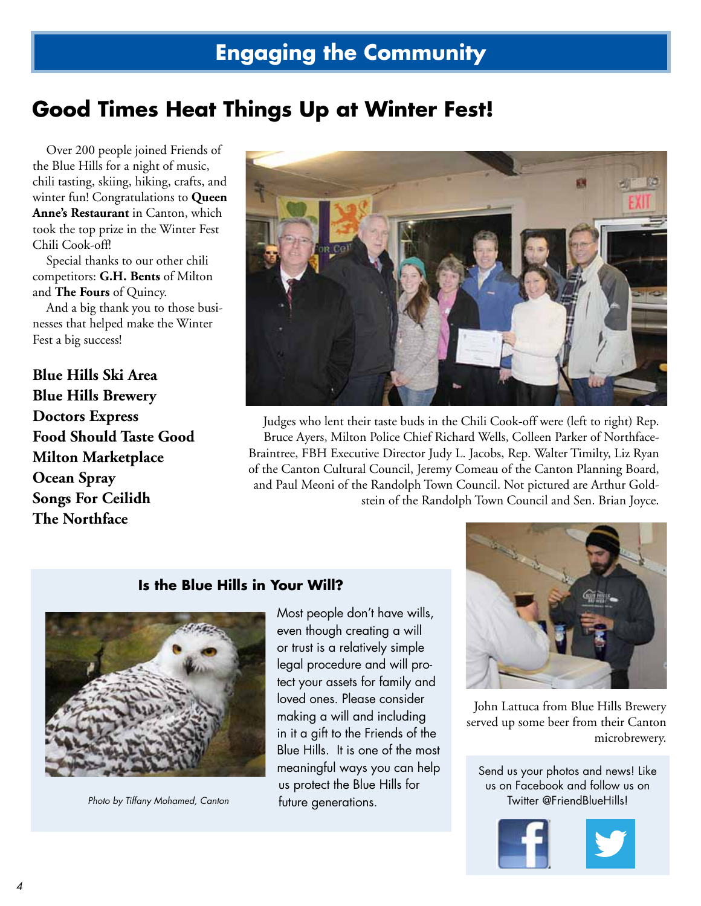# Engaging the Community

## Good Times Heat Things Up at Winter Fest!

Over 200 people joined Friends of the Blue Hills for a night of music, chili tasting, skiing, hiking, crafts, and winter fun! Congratulations to **Queen Anne's Restaurant** in Canton, which took the top prize in the Winter Fest Chili Cook-off!

Special thanks to our other chili competitors: **G.H. Bents** of Milton and **The Fours** of Quincy.

And a big thank you to those businesses that helped make the Winter Fest a big success!

**Blue Hills Ski Area**
**Blue Hills Brewery**
**Doctors Express**
**Food Should Taste Good**
**Milton Marketplace**
**Ocean Spray**
**Songs For Ceilidh**
**The Northface**

Judges who lent their taste buds in the Chili Cook-off were (left to right) Rep. Bruce Ayers, Milton Police Chief Richard Wells, Colleen Parker of Northface-Braintree, FBH Executive Director Judy L. Jacobs, Rep. Walter Timilty, Liz Ryan of the Canton Cultural Council, Jeremy Comeau of the Canton Planning Board, and Paul Meoni of the Randolph Town Council. Not pictured are Arthur Goldstein of the Randolph Town Council and Sen. Brian Joyce.

John Lattuca from Blue Hills Brewery served up some beer from their Canton microbrewery.

### Is the Blue Hills in Your Will?

*Photo by Tiffany Mohamed, Canton*

Most people don't have wills, even though creating a will or trust is a relatively simple legal procedure and will protect your assets for family and loved ones. Please consider making a will and including in it a gift to the Friends of the Blue Hills. It is one of the most meaningful ways you can help us protect the Blue Hills for future generations.

Send us your photos and news! Like us on Facebook and follow us on Twitter @FriendBlueHills!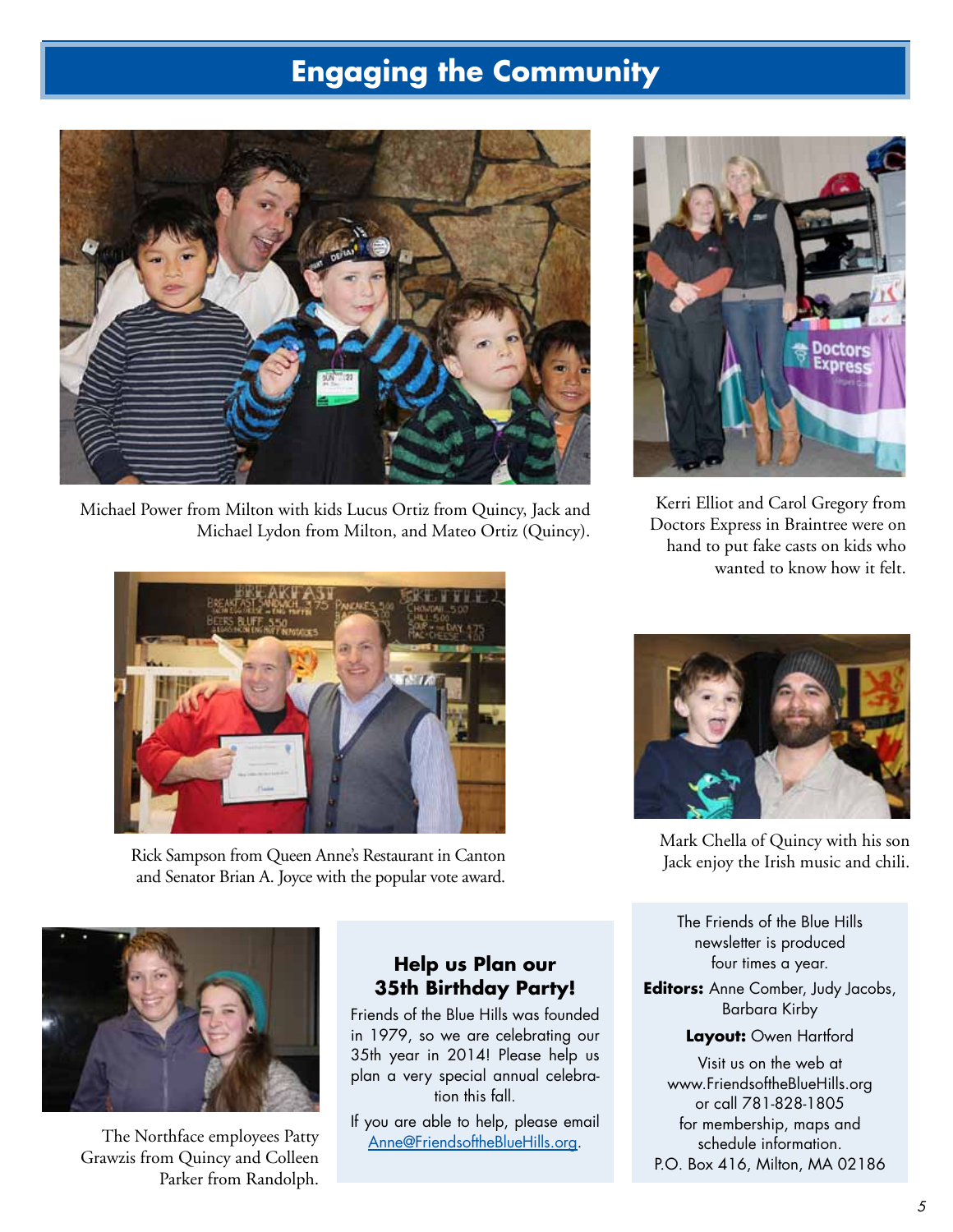# Engaging the Community

Michael Power from Milton with kids Lucus Ortiz from Quincy, Jack and Michael Lydon from Milton, and Mateo Ortiz (Quincy).

Kerri Elliot and Carol Gregory from Doctors Express in Braintree were on hand to put fake casts on kids who wanted to know how it felt.

Rick Sampson from Queen Anne's Restaurant in Canton and Senator Brian A. Joyce with the popular vote award.

Mark Chella of Quincy with his son Jack enjoy the Irish music and chili.

The Northface employees Patty Grawzis from Quincy and Colleen Parker from Randolph.

## Help us Plan our 35th Birthday Party!

Friends of the Blue Hills was founded in 1979, so we are celebrating our 35th year in 2014! Please help us plan a very special annual celebration this fall.

If you are able to help, please email Anne@FriendsoftheBlueHills.org.

The Friends of the Blue Hills newsletter is produced four times a year.

**Editors:** Anne Comber, Judy Jacobs, Barbara Kirby

**Layout:** Owen Hartford

Visit us on the web at www.FriendsoftheBlueHills.org or call 781-828-1805 for membership, maps and schedule information.
P.O. Box 416, Milton, MA 02186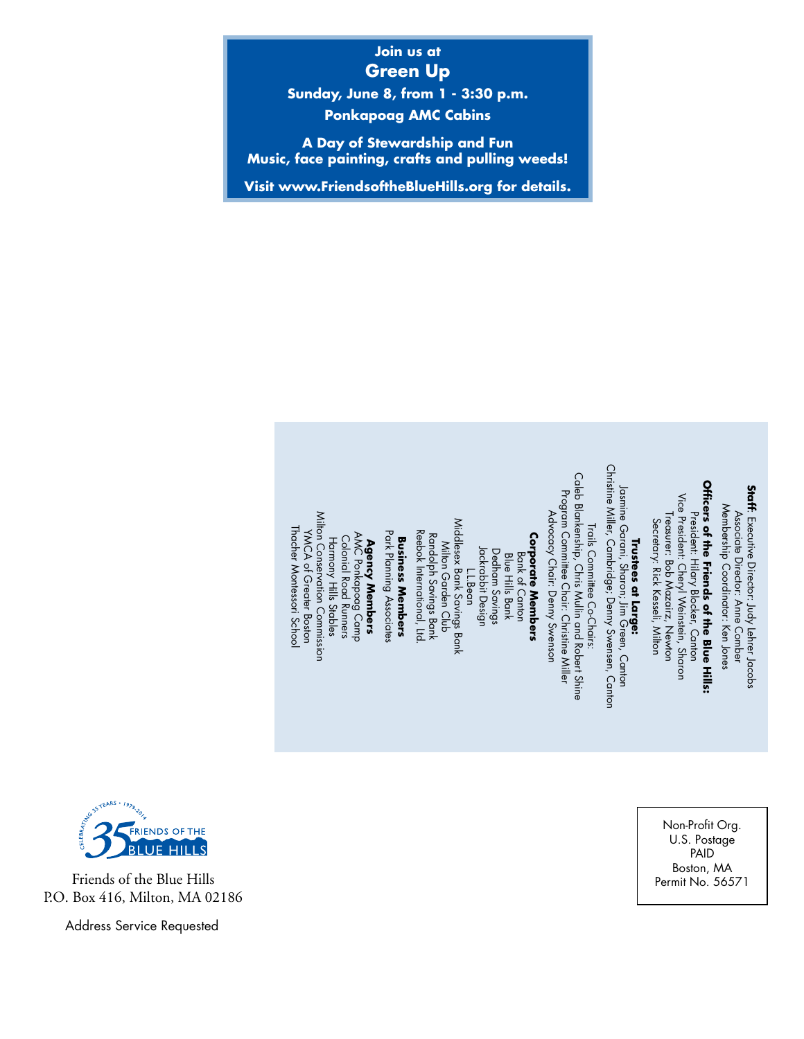**Join us at**

## Green Up

**Sunday, June 8, from 1 - 3:30 p.m.**

**Ponkapoag AMC Cabins**

**A Day of Stewardship and Fun**
**Music, face painting, crafts and pulling weeds!**

**Visit www.FriendsoftheBlueHills.org for details.**

**Staff**: Executive Director: Judy Lehrer Jacobs
Associate Director: Anne Comber
Membership Coordinator: Ken Jones

**Officers of the Friends of the Blue Hills:**
President: Hilary Blocker, Canton
Vice President: Cheryl Weinstein, Sharon
Treasurer: Bob Mazaitz, Newton
Secretary: Rick Kesseli, Milton

**Trustees at Large:**
Jasmine Garani, Sharon; Jim Green, Canton
Christine Miller, Cambridge; Denny Swensen, Canton

Trails Committee Co-Chairs:
Caleb Blankenship, Chris Mullin and Robert Shine
Program Committee Chair: Christine Miller
Advocacy Chair: Denny Swenson

**Corporate Members**
Bank of Canton
Blue Hills Bank
Dedham Savings
Jackrabbit Design
L.L.Bean
Middlesex Bank Savings Bank
Milton Garden Club
Randolph Savings Bank
Reebok International, Ltd.

**Business Members**
Park Planning Associates

**Agency Members**
AMC Ponkapoag Camp
Colonial Road Runners
Harmony Hills Stables
Milton Conservation Commission
YMCA of Greater Boston
Thacher Montessori School

CELEBRATING 35 YEARS • 1979-2014
35 FRIENDS OF THE BLUE HILLS

Friends of the Blue Hills
P.O. Box 416, Milton, MA 02186

Address Service Requested

Non-Profit Org.
U.S. Postage
PAID
Boston, MA
Permit No. 56571